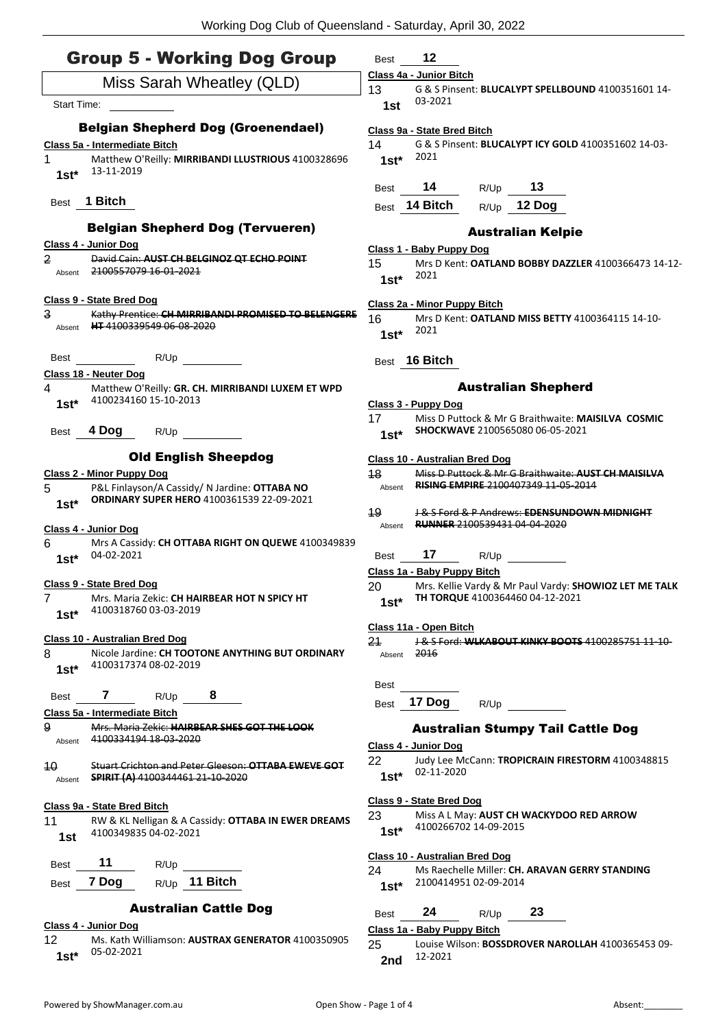# Group 5 - Working Dog Group

Miss Sarah Wheatley (QLD)

Start Time:

## Belgian Shepherd Dog (Groenendael)

**Class 5a - Intermediate Bitch**

1 Matthew O'Reilly: **MIRRIBANDI LLUSTRIOUS** 4100328696 13-11-2019
1st*

Best 1 Bitch

## Belgian Shepherd Dog (Tervueren)

**Class 4 - Junior Dog**

2 ~~David Cain: **AUST CH BELGINOZ QT ECHO POINT** 2100557079 16-01-2021~~
Absent

**Class 9 - State Bred Dog**

3 ~~Kathy Prentice: **CH MIRRIBANDI PROMISED TO BELENGERE HT** 4100339549 06-08-2020~~
Absent

Best R/Up

**Class 18 - Neuter Dog**

4 Matthew O'Reilly: **GR. CH. MIRRIBANDI LUXEM ET WPD** 4100234160 15-10-2013
1st*

Best 4 Dog R/Up

## Old English Sheepdog

**Class 2 - Minor Puppy Dog**

5 P&L Finlayson/A Cassidy/ N Jardine: **OTTABA NO ORDINARY SUPER HERO** 4100361539 22-09-2021
1st*

**Class 4 - Junior Dog**

6 Mrs A Cassidy: **CH OTTABA RIGHT ON QUEWE** 4100349839 04-02-2021
1st*

**Class 9 - State Bred Dog**

7 Mrs. Maria Zekic: **CH HAIRBEAR HOT N SPICY HT** 4100318760 03-03-2019
1st*

**Class 10 - Australian Bred Dog**

8 Nicole Jardine: **CH TOOTONE ANYTHING BUT ORDINARY** 4100317374 08-02-2019
1st*

Best 7 R/Up 8

**Class 5a - Intermediate Bitch**

9 ~~Mrs. Maria Zekic: **HAIRBEAR SHES GOT THE LOOK** 4100334194 18-03-2020~~
Absent

10 ~~Stuart Crichton and Peter Gleeson: **OTTABA EWEVE GOT SPIRIT (A)** 4100344461 21-10-2020~~
Absent

**Class 9a - State Bred Bitch**

11 RW & KL Nelligan & A Cassidy: **OTTABA IN EWER DREAMS** 4100349835 04-02-2021
1st

Best 11 R/Up

Best 7 Dog R/Up 11 Bitch

## Australian Cattle Dog

**Class 4 - Junior Dog**

12 Ms. Kath Williamson: **AUSTRAX GENERATOR** 4100350905 05-02-2021
1st*

Best 12

**Class 4a - Junior Bitch**

13 G & S Pinsent: **BLUCALYPT SPELLBOUND** 4100351601 14-03-2021
1st

**Class 9a - State Bred Bitch**

14 G & S Pinsent: **BLUCALYPT ICY GOLD** 4100351602 14-03-2021
1st*

Best 14 R/Up 13

Best 14 Bitch R/Up 12 Dog

## Australian Kelpie

**Class 1 - Baby Puppy Dog**

15 Mrs D Kent: **OATLAND BOBBY DAZZLER** 4100366473 14-12-2021
1st*

**Class 2a - Minor Puppy Bitch**

16 Mrs D Kent: **OATLAND MISS BETTY** 4100364115 14-10-2021
1st*

Best 16 Bitch

## Australian Shepherd

**Class 3 - Puppy Dog**

17 Miss D Puttock & Mr G Braithwaite: **MAISILVA COSMIC SHOCKWAVE** 2100565080 06-05-2021
1st*

**Class 10 - Australian Bred Dog**

18 ~~Miss D Puttock & Mr G Braithwaite: **AUST CH MAISILVA RISING EMPIRE** 2100407349 11-05-2014~~
Absent

19 ~~J & S Ford & P Andrews: **EDENSUNDOWN MIDNIGHT RUNNER** 2100539431 04-04-2020~~
Absent

Best 17 R/Up

**Class 1a - Baby Puppy Bitch**

20 Mrs. Kellie Vardy & Mr Paul Vardy: **SHOWIOZ LET ME TALK TH TORQUE** 4100364460 04-12-2021
1st*

**Class 11a - Open Bitch**

21 ~~J & S Ford: **WLKABOUT KINKY BOOTS** 4100285751 11-10-2016~~
Absent

Best

Best 17 Dog R/Up

## Australian Stumpy Tail Cattle Dog

**Class 4 - Junior Dog**

22 Judy Lee McCann: **TROPICRAIN FIRESTORM** 4100348815 02-11-2020
1st*

**Class 9 - State Bred Dog**

23 Miss A L May: **AUST CH WACKYDOO RED ARROW** 4100266702 14-09-2015
1st*

**Class 10 - Australian Bred Dog**

24 Ms Raechelle Miller: **CH. ARAVAN GERRY STANDING** 2100414951 02-09-2014
1st*

Best 24 R/Up 23

**Class 1a - Baby Puppy Bitch**

25 Louise Wilson: **BOSSDROVER NAROLLAH** 4100365453 09-12-2021
2nd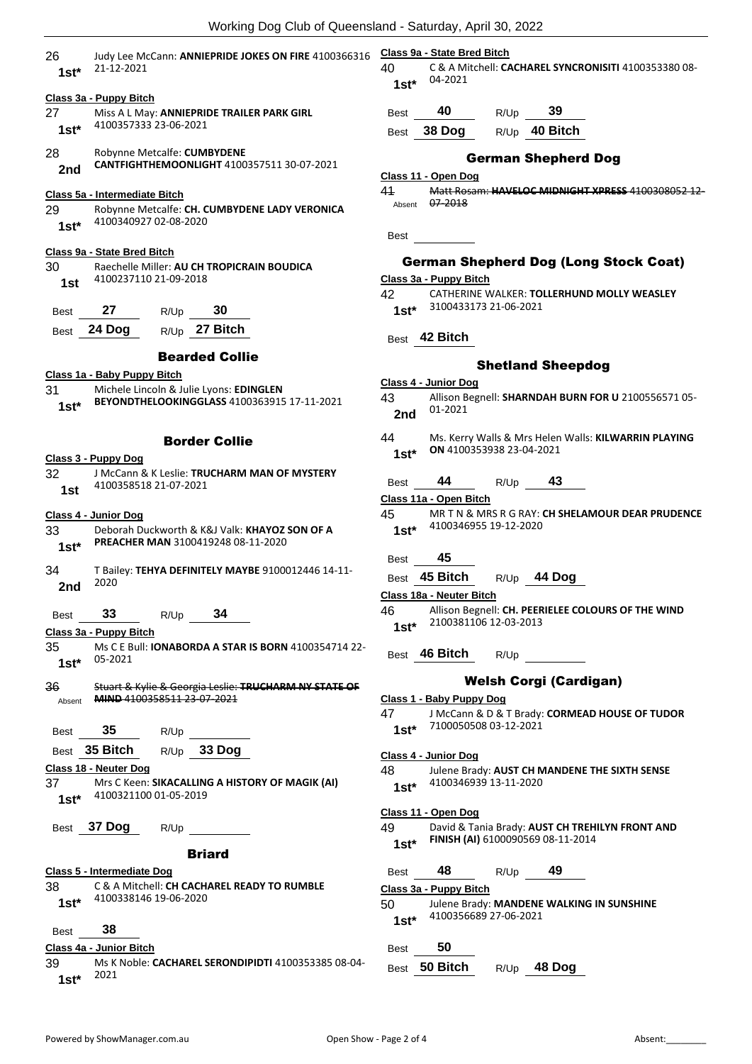26 Judy Lee McCann: **ANNIEPRIDE JOKES ON FIRE** 4100366316 21-12-2021
**1st***

**Class 3a - Puppy Bitch**

27 Miss A L May: **ANNIEPRIDE TRAILER PARK GIRL** 4100357333 23-06-2021
**1st***

28 Robynne Metcalfe: **CUMBYDENE CANTFIGHTHEMOONLIGHT** 4100357511 30-07-2021
**2nd**

**Class 5a - Intermediate Bitch**

29 Robynne Metcalfe: **CH. CUMBYDENE LADY VERONICA** 4100340927 02-08-2020
**1st***

**Class 9a - State Bred Bitch**

30 Raechelle Miller: **AU CH TROPICRAIN BOUDICA** 4100237110 21-09-2018
**1st**

Best **27** R/Up **30**

Best **24 Dog** R/Up **27 Bitch**

## Bearded Collie

**Class 1a - Baby Puppy Bitch**

31 Michele Lincoln & Julie Lyons: **EDINGLEN BEYONDTHELOOKINGGLASS** 4100363915 17-11-2021
**1st***

## Border Collie

**Class 3 - Puppy Dog**

32 J McCann & K Leslie: **TRUCHARM MAN OF MYSTERY** 4100358518 21-07-2021
**1st**

**Class 4 - Junior Dog**

33 Deborah Duckworth & K&J Valk: **KHAYOZ SON OF A PREACHER MAN** 3100419248 08-11-2020
**1st***

34 T Bailey: **TEHYA DEFINITELY MAYBE** 9100012446 14-11-2020
**2nd**

Best **33** R/Up **34**

**Class 3a - Puppy Bitch**

35 Ms C E Bull: **IONABORDA A STAR IS BORN** 4100354714 22-05-2021
**1st***

~~36 Stuart & Kylie & Georgia Leslie: **TRUCHARM NY STATE OF MIND** 4100358511 23-07-2021~~
Absent

Best **35** R/Up

Best **35 Bitch** R/Up **33 Dog**

**Class 18 - Neuter Dog**

37 Mrs C Keen: **SIKACALLING A HISTORY OF MAGIK (AI)** 4100321100 01-05-2019
**1st***

Best **37 Dog** R/Up

## Briard

**Class 5 - Intermediate Dog**

38 C & A Mitchell: **CH CACHAREL READY TO RUMBLE** 4100338146 19-06-2020
**1st***

Best **38**

**Class 4a - Junior Bitch**

39 Ms K Noble: **CACHAREL SERONDIPIDTI** 4100353385 08-04-2021
**1st***

**Class 9a - State Bred Bitch**

40 C & A Mitchell: **CACHAREL SYNCRONISITI** 4100353380 08-04-2021
**1st***

Best **40** R/Up **39**

Best **38 Dog** R/Up **40 Bitch**

## German Shepherd Dog

**Class 11 - Open Dog**

~~41 Matt Rosam: **HAVELOC MIDNIGHT XPRESS** 4100308052 12-07-2018~~
Absent

Best

## German Shepherd Dog (Long Stock Coat)

**Class 3a - Puppy Bitch**

42 CATHERINE WALKER: **TOLLERHUND MOLLY WEASLEY** 3100433173 21-06-2021
**1st***

Best **42 Bitch**

## Shetland Sheepdog

**Class 4 - Junior Dog**

43 Allison Begnell: **SHARNDAH BURN FOR U** 2100556571 05-01-2021
**2nd**

44 Ms. Kerry Walls & Mrs Helen Walls: **KILWARRIN PLAYING ON** 4100353938 23-04-2021
**1st***

Best **44** R/Up **43**

**Class 11a - Open Bitch**

45 MR T N & MRS R G RAY: **CH SHELAMOUR DEAR PRUDENCE** 4100346955 19-12-2020
**1st***

Best **45**

Best **45 Bitch** R/Up **44 Dog**

**Class 18a - Neuter Bitch**

46 Allison Begnell: **CH. PEERIELEE COLOURS OF THE WIND** 2100381106 12-03-2013
**1st***

Best **46 Bitch** R/Up

## Welsh Corgi (Cardigan)

**Class 1 - Baby Puppy Dog**

47 J McCann & D & T Brady: **CORMEAD HOUSE OF TUDOR** 7100050508 03-12-2021
**1st***

**Class 4 - Junior Dog**

48 Julene Brady: **AUST CH MANDENE THE SIXTH SENSE** 4100346939 13-11-2020
**1st***

**Class 11 - Open Dog**

49 David & Tania Brady: **AUST CH TREHILYN FRONT AND FINISH (AI)** 6100090569 08-11-2014
**1st***

Best **48** R/Up **49**

**Class 3a - Puppy Bitch**

50 Julene Brady: **MANDENE WALKING IN SUNSHINE** 4100356689 27-06-2021
**1st***

Best **50**

Best **50 Bitch** R/Up **48 Dog**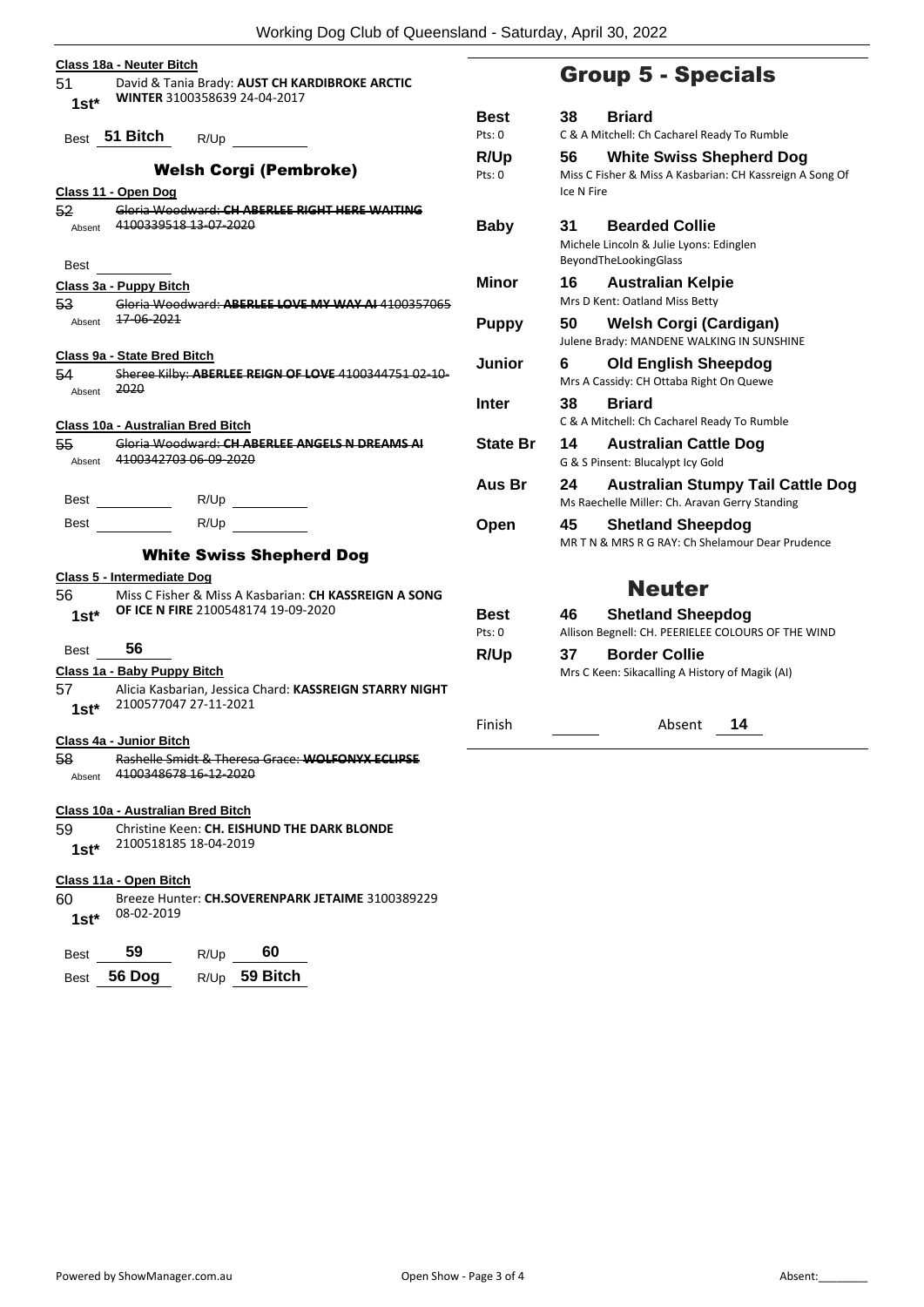### Class 18a - Neuter Bitch

51 David & Tania Brady: **AUST CH KARDIBROKE ARCTIC WINTER** 3100358639 24-04-2017
**1st***

Best **51 Bitch** R/Up

## Welsh Corgi (Pembroke)

### Class 11 - Open Dog

52 ~~Gloria Woodward: **CH ABERLEE RIGHT HERE WAITING** 4100339518 13-07-2020~~
Absent

Best

### Class 3a - Puppy Bitch

53 ~~Gloria Woodward: **ABERLEE LOVE MY WAY AI** 4100357065 17-06-2021~~
Absent

### Class 9a - State Bred Bitch

54 ~~Sheree Kilby: **ABERLEE REIGN OF LOVE** 4100344751 02-10-2020~~
Absent

### Class 10a - Australian Bred Bitch

55 ~~Gloria Woodward: **CH ABERLEE ANGELS N DREAMS AI** 4100342703 06-09-2020~~
Absent

Best R/Up

Best R/Up

## White Swiss Shepherd Dog

### Class 5 - Intermediate Dog

56 Miss C Fisher & Miss A Kasbarian: **CH KASSREIGN A SONG OF ICE N FIRE** 2100548174 19-09-2020
**1st***

Best **56**

### Class 1a - Baby Puppy Bitch

57 Alicia Kasbarian, Jessica Chard: **KASSREIGN STARRY NIGHT** 2100577047 27-11-2021
**1st***

### Class 4a - Junior Bitch

58 ~~Rashelle Smidt & Theresa Grace: **WOLFONYX ECLIPSE** 4100348678 16-12-2020~~
Absent

### Class 10a - Australian Bred Bitch

59 Christine Keen: **CH. EISHUND THE DARK BLONDE** 2100518185 18-04-2019
**1st***

### Class 11a - Open Bitch

60 Breeze Hunter: **CH.SOVERENPARK JETAIME** 3100389229 08-02-2019
**1st***

Best **59** R/Up **60**

Best **56 Dog** R/Up **59 Bitch**

## Group 5 - Specials

| | | | |
|---|---|---|---|
| **Best** Pts: 0 | 38 | **Briard** | C & A Mitchell: Ch Cacharel Ready To Rumble |
| **R/Up** Pts: 0 | 56 | **White Swiss Shepherd Dog** | Miss C Fisher & Miss A Kasbarian: CH Kassreign A Song Of Ice N Fire |
| **Baby** | 31 | **Bearded Collie** | Michele Lincoln & Julie Lyons: Edinglen BeyondTheLookingGlass |
| **Minor** | 16 | **Australian Kelpie** | Mrs D Kent: Oatland Miss Betty |
| **Puppy** | 50 | **Welsh Corgi (Cardigan)** | Julene Brady: MANDENE WALKING IN SUNSHINE |
| **Junior** | 6 | **Old English Sheepdog** | Mrs A Cassidy: CH Ottaba Right On Quewe |
| **Inter** | 38 | **Briard** | C & A Mitchell: Ch Cacharel Ready To Rumble |
| **State Br** | 14 | **Australian Cattle Dog** | G & S Pinsent: Blucalypt Icy Gold |
| **Aus Br** | 24 | **Australian Stumpy Tail Cattle Dog** | Ms Raechelle Miller: Ch. Aravan Gerry Standing |
| **Open** | 45 | **Shetland Sheepdog** | MR T N & MRS R G RAY: Ch Shelamour Dear Prudence |

## Neuter

| | | | |
|---|---|---|---|
| **Best** Pts: 0 | 46 | **Shetland Sheepdog** | Allison Begnell: CH. PEERIELEE COLOURS OF THE WIND |
| **R/Up** | 37 | **Border Collie** | Mrs C Keen: Sikacalling A History of Magik (AI) |

Finish Absent **14**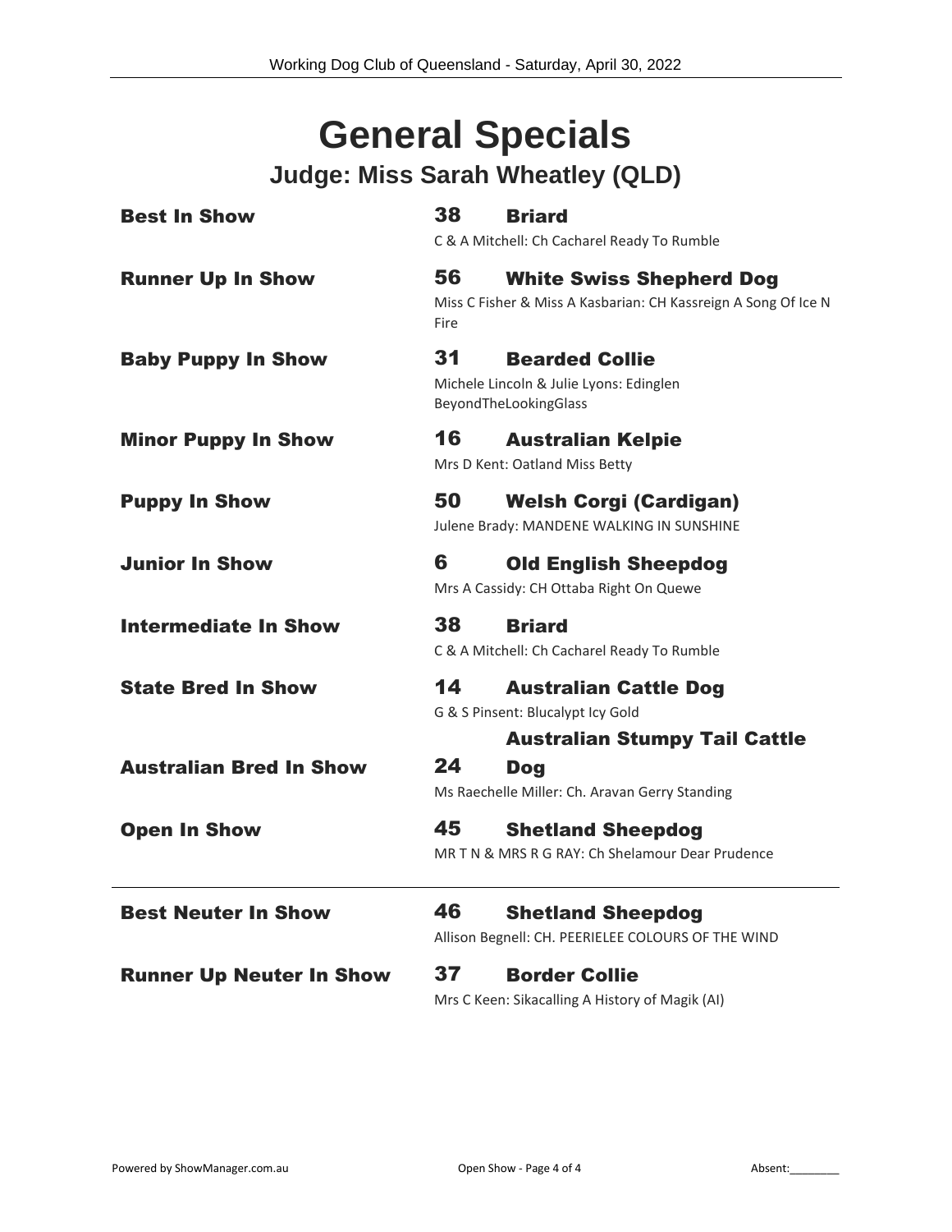# General Specials

## Judge: Miss Sarah Wheatley (QLD)

| | | | |
|---|---|---|---|
| **Best In Show** | **38** | **Briard** | C & A Mitchell: Ch Cacharel Ready To Rumble |
| **Runner Up In Show** | **56** | **White Swiss Shepherd Dog** | Miss C Fisher & Miss A Kasbarian: CH Kassreign A Song Of Ice N Fire |
| **Baby Puppy In Show** | **31** | **Bearded Collie** | Michele Lincoln & Julie Lyons: Edinglen BeyondTheLookingGlass |
| **Minor Puppy In Show** | **16** | **Australian Kelpie** | Mrs D Kent: Oatland Miss Betty |
| **Puppy In Show** | **50** | **Welsh Corgi (Cardigan)** | Julene Brady: MANDENE WALKING IN SUNSHINE |
| **Junior In Show** | **6** | **Old English Sheepdog** | Mrs A Cassidy: CH Ottaba Right On Quewe |
| **Intermediate In Show** | **38** | **Briard** | C & A Mitchell: Ch Cacharel Ready To Rumble |
| **State Bred In Show** | **14** | **Australian Cattle Dog** | G & S Pinsent: Blucalypt Icy Gold |
| **Australian Bred In Show** | **24** | **Australian Stumpy Tail Cattle Dog** | Ms Raechelle Miller: Ch. Aravan Gerry Standing |
| **Open In Show** | **45** | **Shetland Sheepdog** | MR T N & MRS R G RAY: Ch Shelamour Dear Prudence |

---

| | | | |
|---|---|---|---|
| **Best Neuter In Show** | **46** | **Shetland Sheepdog** | Allison Begnell: CH. PEERIELEE COLOURS OF THE WIND |
| **Runner Up Neuter In Show** | **37** | **Border Collie** | Mrs C Keen: Sikacalling A History of Magik (AI) |